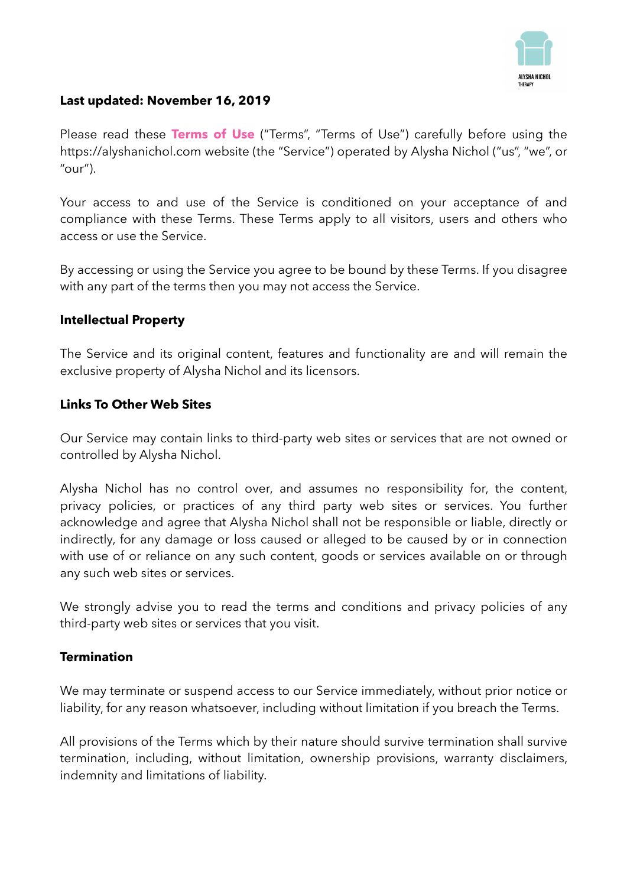**Last updated: November 16, 2019**

Please read these **Terms of Use** ("Terms", "Terms of Use") carefully before using the https://alyshanichol.com website (the "Service") operated by Alysha Nichol ("us", "we", or "our").

Your access to and use of the Service is conditioned on your acceptance of and compliance with these Terms. These Terms apply to all visitors, users and others who access or use the Service.

By accessing or using the Service you agree to be bound by these Terms. If you disagree with any part of the terms then you may not access the Service.

**Intellectual Property**

The Service and its original content, features and functionality are and will remain the exclusive property of Alysha Nichol and its licensors.

**Links To Other Web Sites**

Our Service may contain links to third-party web sites or services that are not owned or controlled by Alysha Nichol.

Alysha Nichol has no control over, and assumes no responsibility for, the content, privacy policies, or practices of any third party web sites or services. You further acknowledge and agree that Alysha Nichol shall not be responsible or liable, directly or indirectly, for any damage or loss caused or alleged to be caused by or in connection with use of or reliance on any such content, goods or services available on or through any such web sites or services.

We strongly advise you to read the terms and conditions and privacy policies of any third-party web sites or services that you visit.

**Termination**

We may terminate or suspend access to our Service immediately, without prior notice or liability, for any reason whatsoever, including without limitation if you breach the Terms.

All provisions of the Terms which by their nature should survive termination shall survive termination, including, without limitation, ownership provisions, warranty disclaimers, indemnity and limitations of liability.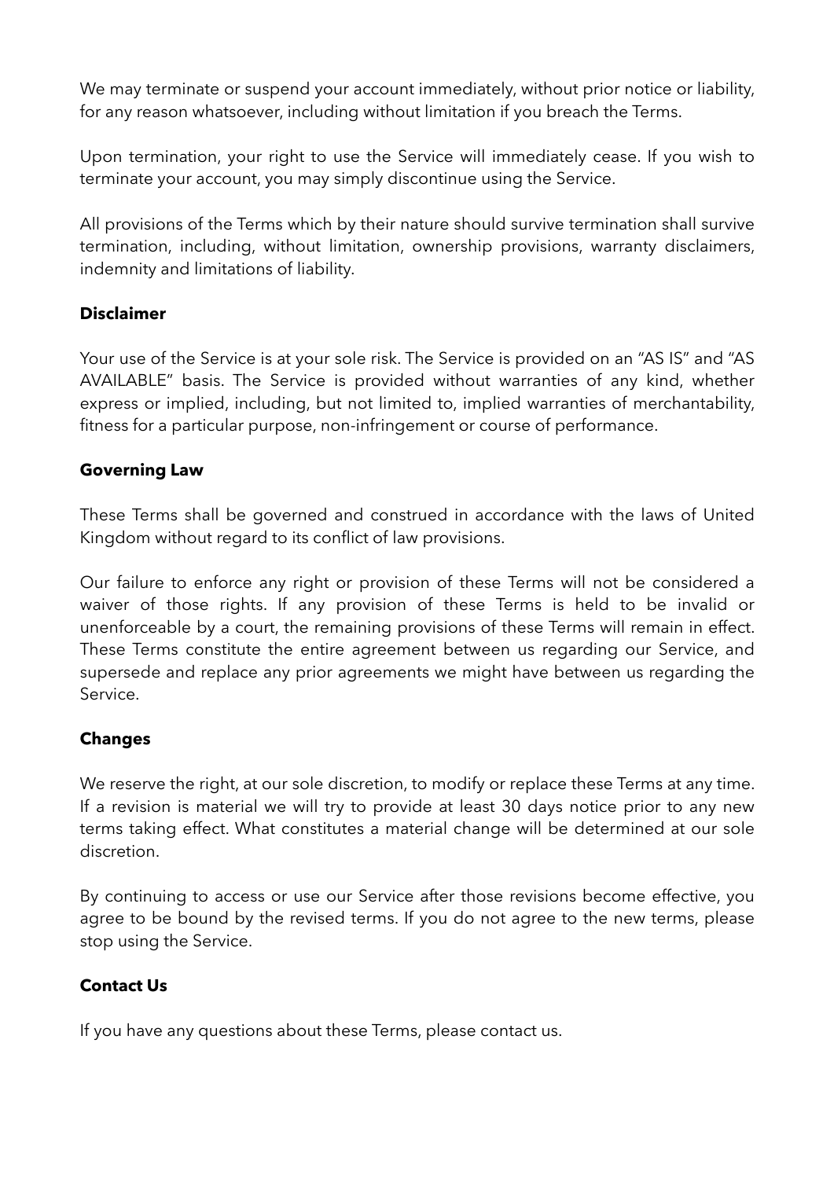We may terminate or suspend your account immediately, without prior notice or liability, for any reason whatsoever, including without limitation if you breach the Terms.

Upon termination, your right to use the Service will immediately cease. If you wish to terminate your account, you may simply discontinue using the Service.

All provisions of the Terms which by their nature should survive termination shall survive termination, including, without limitation, ownership provisions, warranty disclaimers, indemnity and limitations of liability.

**Disclaimer**

Your use of the Service is at your sole risk. The Service is provided on an "AS IS" and "AS AVAILABLE" basis. The Service is provided without warranties of any kind, whether express or implied, including, but not limited to, implied warranties of merchantability, fitness for a particular purpose, non-infringement or course of performance.

**Governing Law**

These Terms shall be governed and construed in accordance with the laws of United Kingdom without regard to its conflict of law provisions.

Our failure to enforce any right or provision of these Terms will not be considered a waiver of those rights. If any provision of these Terms is held to be invalid or unenforceable by a court, the remaining provisions of these Terms will remain in effect. These Terms constitute the entire agreement between us regarding our Service, and supersede and replace any prior agreements we might have between us regarding the Service.

**Changes**

We reserve the right, at our sole discretion, to modify or replace these Terms at any time. If a revision is material we will try to provide at least 30 days notice prior to any new terms taking effect. What constitutes a material change will be determined at our sole discretion.

By continuing to access or use our Service after those revisions become effective, you agree to be bound by the revised terms. If you do not agree to the new terms, please stop using the Service.

**Contact Us**

If you have any questions about these Terms, please contact us.